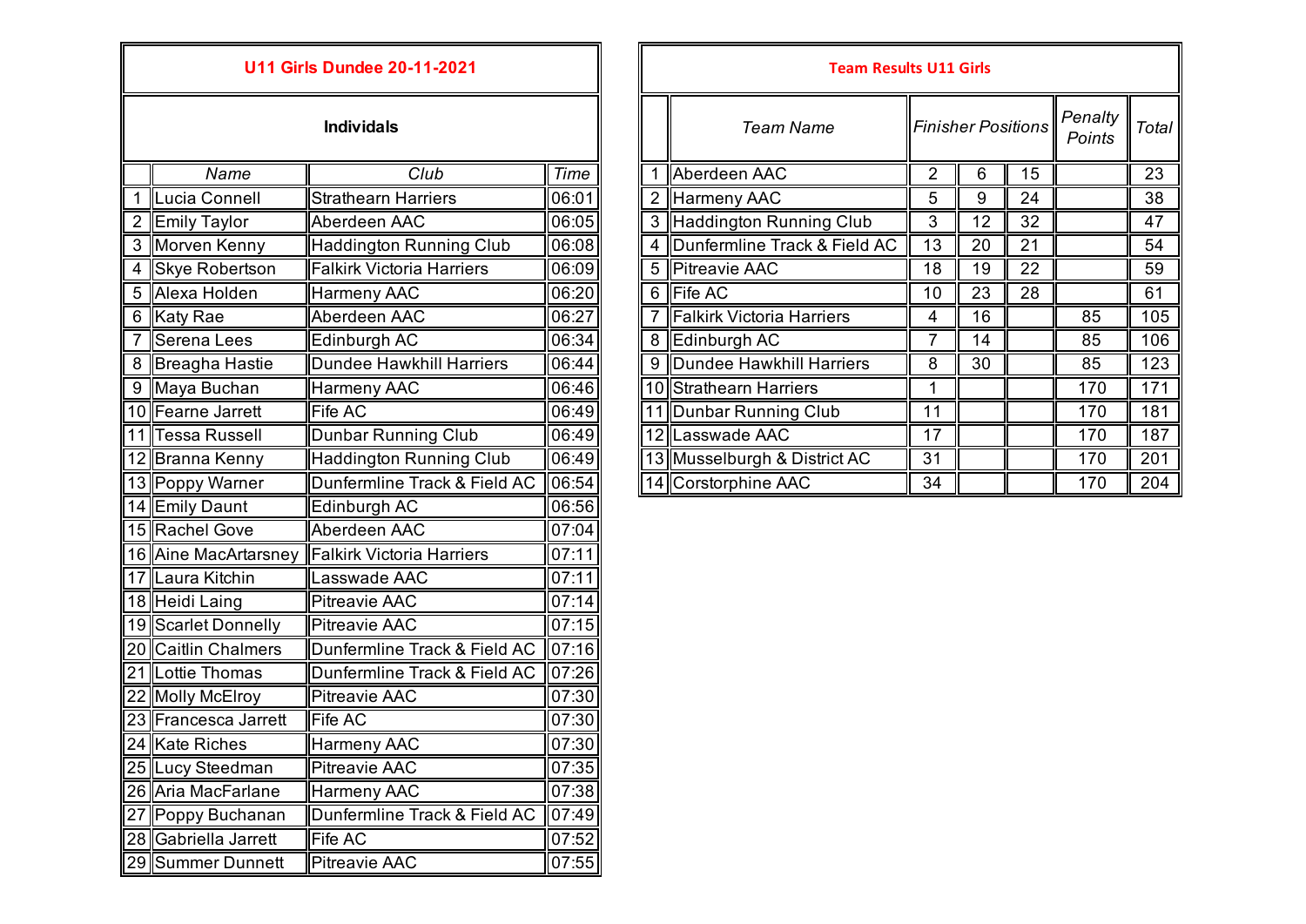## U11 Girls Dundee 20-11-2021

### Individuals

| | Name | Club | Time |
|---|---|---|---|
| 1 | Lucia Connell | Strathearn Harriers | 06:01 |
| 2 | Emily Taylor | Aberdeen AAC | 06:05 |
| 3 | Morven Kenny | Haddington Running Club | 06:08 |
| 4 | Skye Robertson | Falkirk Victoria Harriers | 06:09 |
| 5 | Alexa Holden | Harmeny AAC | 06:20 |
| 6 | Katy Rae | Aberdeen AAC | 06:27 |
| 7 | Serena Lees | Edinburgh AC | 06:34 |
| 8 | Breagha Hastie | Dundee Hawkhill Harriers | 06:44 |
| 9 | Maya Buchan | Harmeny AAC | 06:46 |
| 10 | Fearne Jarrett | Fife AC | 06:49 |
| 11 | Tessa Russell | Dunbar Running Club | 06:49 |
| 12 | Branna Kenny | Haddington Running Club | 06:49 |
| 13 | Poppy Warner | Dunfermline Track & Field AC | 06:54 |
| 14 | Emily Daunt | Edinburgh AC | 06:56 |
| 15 | Rachel Gove | Aberdeen AAC | 07:04 |
| 16 | Aine MacArtarsney | Falkirk Victoria Harriers | 07:11 |
| 17 | Laura Kitchin | Lasswade AAC | 07:11 |
| 18 | Heidi Laing | Pitreavie AAC | 07:14 |
| 19 | Scarlet Donnelly | Pitreavie AAC | 07:15 |
| 20 | Caitlin Chalmers | Dunfermline Track & Field AC | 07:16 |
| 21 | Lottie Thomas | Dunfermline Track & Field AC | 07:26 |
| 22 | Molly McElroy | Pitreavie AAC | 07:30 |
| 23 | Francesca Jarrett | Fife AC | 07:30 |
| 24 | Kate Riches | Harmeny AAC | 07:30 |
| 25 | Lucy Steedman | Pitreavie AAC | 07:35 |
| 26 | Aria MacFarlane | Harmeny AAC | 07:38 |
| 27 | Poppy Buchanan | Dunfermline Track & Field AC | 07:49 |
| 28 | Gabriella Jarrett | Fife AC | 07:52 |
| 29 | Summer Dunnett | Pitreavie AAC | 07:55 |

## Team Results U11 Girls

| | Team Name | Finisher Positions | | | Penalty Points | Total |
|---|---|---|---|---|---|---|
| 1 | Aberdeen AAC | 2 | 6 | 15 | | 23 |
| 2 | Harmeny AAC | 5 | 9 | 24 | | 38 |
| 3 | Haddington Running Club | 3 | 12 | 32 | | 47 |
| 4 | Dunfermline Track & Field AC | 13 | 20 | 21 | | 54 |
| 5 | Pitreavie AAC | 18 | 19 | 22 | | 59 |
| 6 | Fife AC | 10 | 23 | 28 | | 61 |
| 7 | Falkirk Victoria Harriers | 4 | 16 | | 85 | 105 |
| 8 | Edinburgh AC | 7 | 14 | | 85 | 106 |
| 9 | Dundee Hawkhill Harriers | 8 | 30 | | 85 | 123 |
| 10 | Strathearn Harriers | 1 | | | 170 | 171 |
| 11 | Dunbar Running Club | 11 | | | 170 | 181 |
| 12 | Lasswade AAC | 17 | | | 170 | 187 |
| 13 | Musselburgh & District AC | 31 | | | 170 | 201 |
| 14 | Corstorphine AAC | 34 | | | 170 | 204 |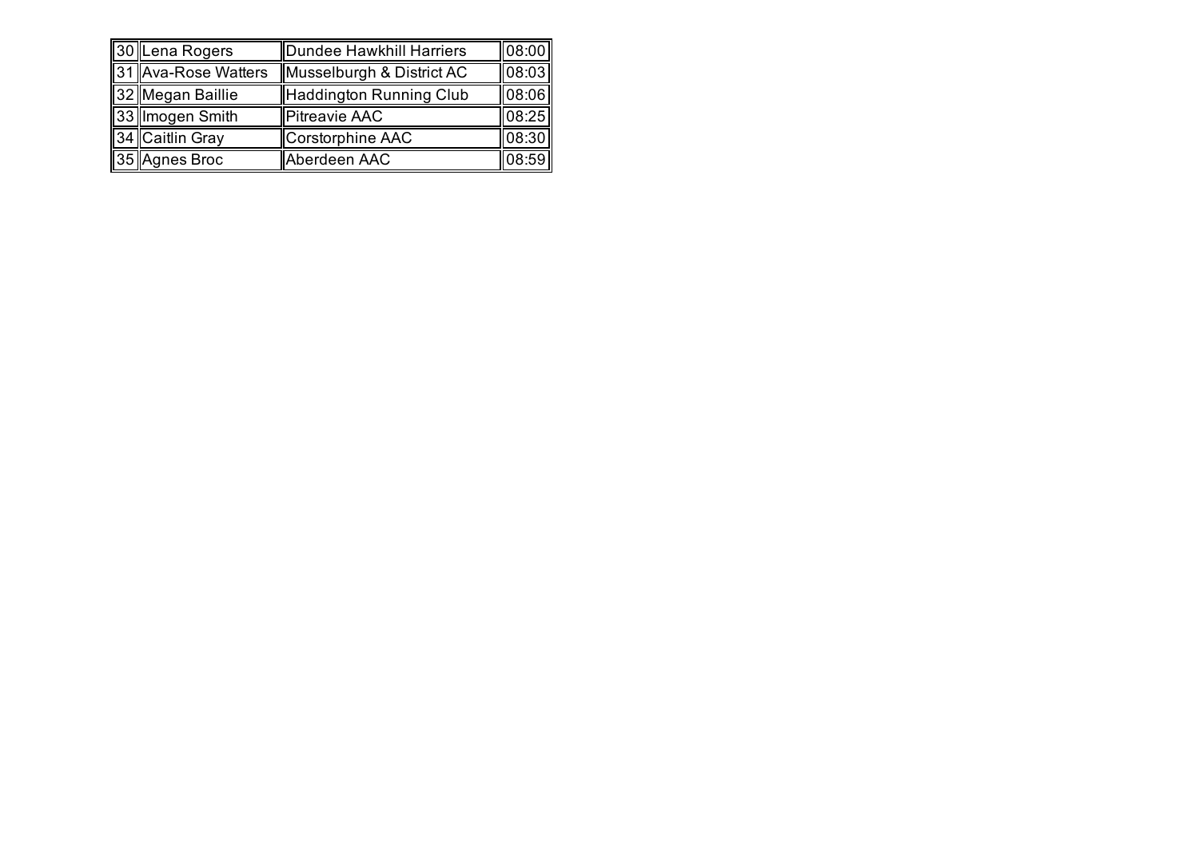| | | | |
|---|---|---|---|
| 30 | Lena Rogers | Dundee Hawkhill Harriers | 08:00 |
| 31 | Ava-Rose Watters | Musselburgh & District AC | 08:03 |
| 32 | Megan Baillie | Haddington Running Club | 08:06 |
| 33 | Imogen Smith | Pitreavie AAC | 08:25 |
| 34 | Caitlin Gray | Corstorphine AAC | 08:30 |
| 35 | Agnes Broc | Aberdeen AAC | 08:59 |